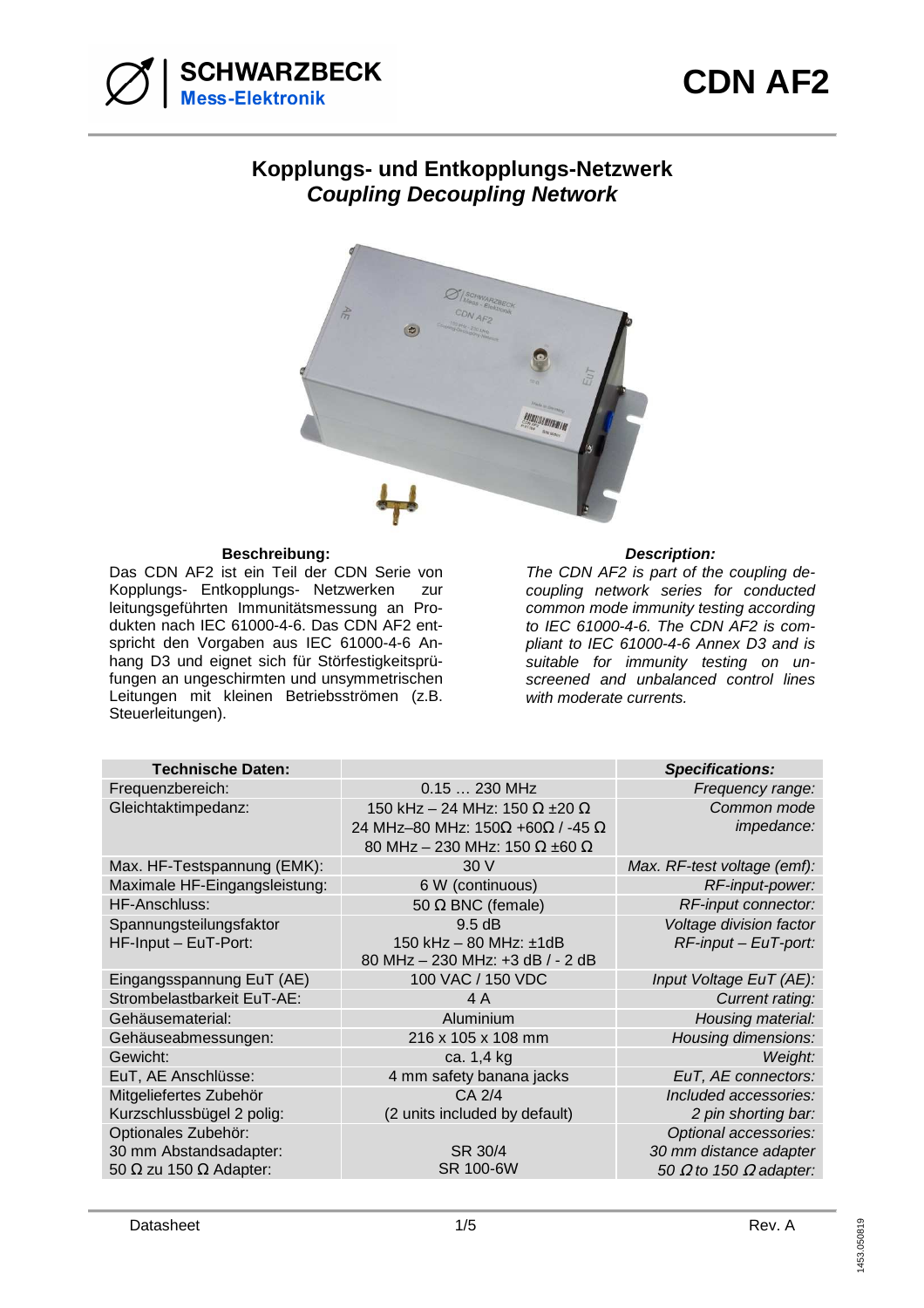SCHWARZBECK
Mess-Elektronik

# CDN AF2

## Kopplungs- und Entkopplungs-Netzwerk
## *Coupling Decoupling Network*

**Beschreibung:**

Das CDN AF2 ist ein Teil der CDN Serie von Kopplungs- Entkopplungs- Netzwerken zur leitungsgeführten Immunitätsmessung an Produkten nach IEC 61000-4-6. Das CDN AF2 entspricht den Vorgaben aus IEC 61000-4-6 Anhang D3 und eignet sich für Störfestigkeitsprüfungen an ungeschirmten und unsymmetrischen Leitungen mit kleinen Betriebsströmen (z.B. Steuerleitungen).

***Description:***

*The CDN AF2 is part of the coupling decoupling network series for conducted common mode immunity testing according to IEC 61000-4-6. The CDN AF2 is compliant to IEC 61000-4-6 Annex D3 and is suitable for immunity testing on unscreened and unbalanced control lines with moderate currents.*

| **Technische Daten:** | | ***Specifications:*** |
|---|---|---|
| Frequenzbereich: | 0.15 … 230 MHz | *Frequency range:* |
| Gleichtaktimpedanz: | 150 kHz – 24 MHz: 150 Ω ±20 Ω<br>24 MHz–80 MHz: 150Ω +60Ω / -45 Ω<br>80 MHz – 230 MHz: 150 Ω ±60 Ω | *Common mode impedance:* |
| Max. HF-Testspannung (EMK): | 30 V | *Max. RF-test voltage (emf):* |
| Maximale HF-Eingangsleistung: | 6 W (continuous) | *RF-input-power:* |
| HF-Anschluss: | 50 Ω BNC (female) | *RF-input connector:* |
| Spannungsteilungsfaktor<br>HF-Input – EuT-Port: | 9.5 dB<br>150 kHz – 80 MHz: ±1dB<br>80 MHz – 230 MHz: +3 dB / - 2 dB | *Voltage division factor*<br>*RF-input – EuT-port:* |
| Eingangsspannung EuT (AE) | 100 VAC / 150 VDC | *Input Voltage EuT (AE):* |
| Strombelastbarkeit EuT-AE: | 4 A | *Current rating:* |
| Gehäusematerial: | Aluminium | *Housing material:* |
| Gehäuseabmessungen: | 216 x 105 x 108 mm | *Housing dimensions:* |
| Gewicht: | ca. 1,4 kg | *Weight:* |
| EuT, AE Anschlüsse: | 4 mm safety banana jacks | *EuT, AE connectors:* |
| Mitgeliefertes Zubehör<br>Kurzschlussbügel 2 polig: | CA 2/4<br>(2 units included by default) | *Included accessories:*<br>*2 pin shorting bar:* |
| Optionales Zubehör:<br>30 mm Abstandsadapter:<br>50 Ω zu 150 Ω Adapter: | <br>SR 30/4<br>SR 100-6W | *Optional accessories:*<br>*30 mm distance adapter*<br>*50 Ω to 150 Ω adapter:* |

Datasheet — Rev. A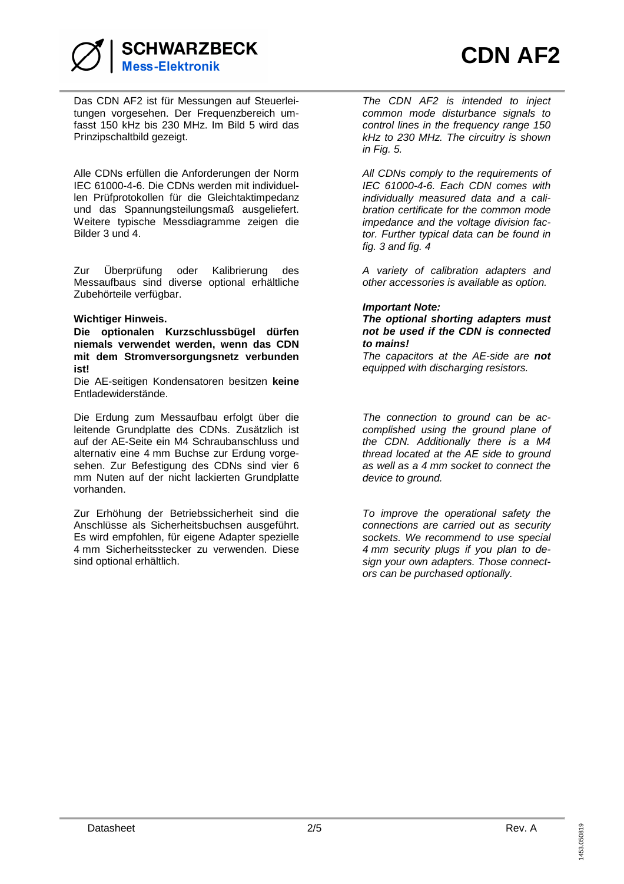# CDN AF2

Das CDN AF2 ist für Messungen auf Steuerleitungen vorgesehen. Der Frequenzbereich umfasst 150 kHz bis 230 MHz. Im Bild 5 wird das Prinzipschaltbild gezeigt.

Alle CDNs erfüllen die Anforderungen der Norm IEC 61000-4-6. Die CDNs werden mit individuellen Prüfprotokollen für die Gleichtaktimpedanz und das Spannungsteilungsmaß ausgeliefert. Weitere typische Messdiagramme zeigen die Bilder 3 und 4.

Zur Überprüfung oder Kalibrierung des Messaufbaus sind diverse optional erhältliche Zubehörteile verfügbar.

**Wichtiger Hinweis.**
**Die optionalen Kurzschlussbügel dürfen niemals verwendet werden, wenn das CDN mit dem Stromversorgungsnetz verbunden ist!**
Die AE-seitigen Kondensatoren besitzen **keine** Entladewiderstände.

Die Erdung zum Messaufbau erfolgt über die leitende Grundplatte des CDNs. Zusätzlich ist auf der AE-Seite ein M4 Schraubanschluss und alternativ eine 4 mm Buchse zur Erdung vorgesehen. Zur Befestigung des CDNs sind vier 6 mm Nuten auf der nicht lackierten Grundplatte vorhanden.

Zur Erhöhung der Betriebssicherheit sind die Anschlüsse als Sicherheitsbuchsen ausgeführt. Es wird empfohlen, für eigene Adapter spezielle 4 mm Sicherheitsstecker zu verwenden. Diese sind optional erhältlich.

*The CDN AF2 is intended to inject common mode disturbance signals to control lines in the frequency range 150 kHz to 230 MHz. The circuitry is shown in Fig. 5.*

*All CDNs comply to the requirements of IEC 61000-4-6. Each CDN comes with individually measured data and a calibration certificate for the common mode impedance and the voltage division factor. Further typical data can be found in fig. 3 and fig. 4*

*A variety of calibration adapters and other accessories is available as option.*

***Important Note:***
***The optional shorting adapters must not be used if the CDN is connected to mains!***
*The capacitors at the AE-side are **not** equipped with discharging resistors.*

*The connection to ground can be accomplished using the ground plane of the CDN. Additionally there is a M4 thread located at the AE side to ground as well as a 4 mm socket to connect the device to ground.*

*To improve the operational safety the connections are carried out as security sockets. We recommend to use special 4 mm security plugs if you plan to design your own adapters. Those connectors can be purchased optionally.*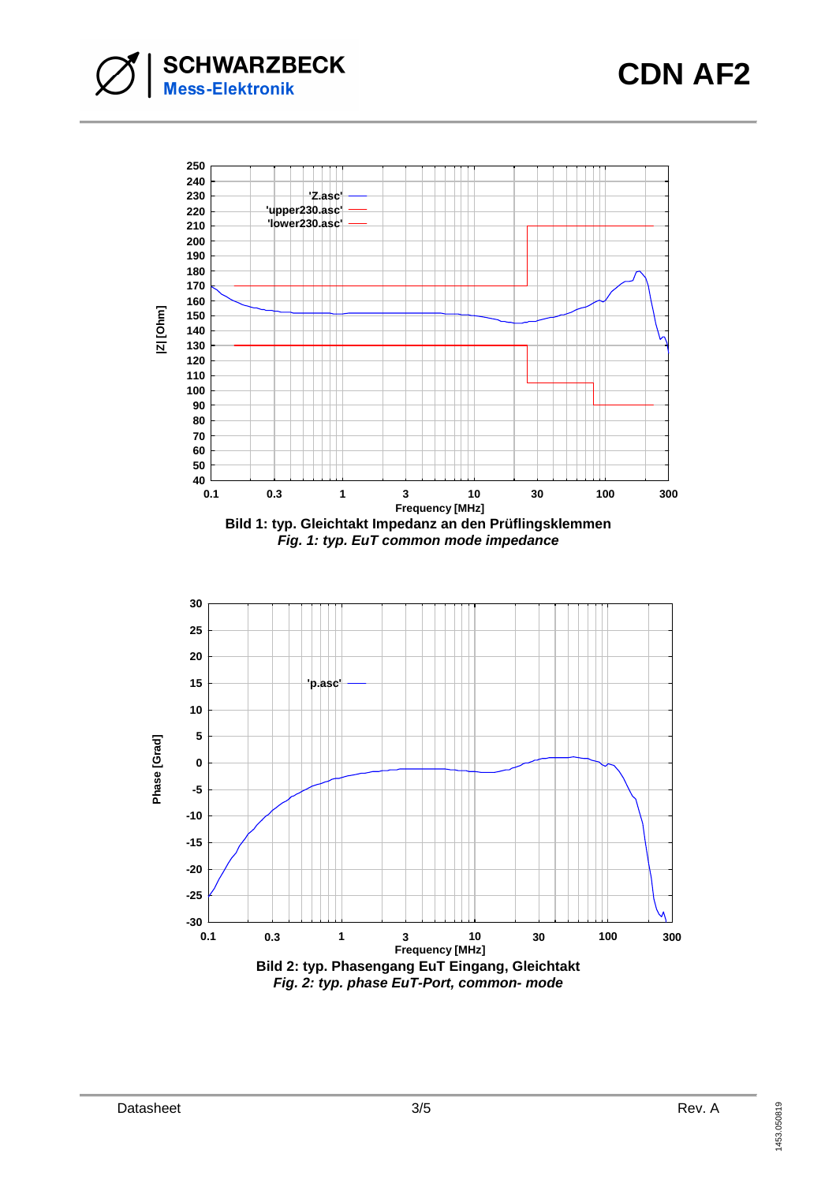Bild 1: typ. Gleichtakt Impedanz an den Prüflingsklemmen

*Fig. 1: typ. EuT common mode impedance*

Bild 2: typ. Phasengang EuT Eingang, Gleichtakt

*Fig. 2: typ. phase EuT-Port, common- mode*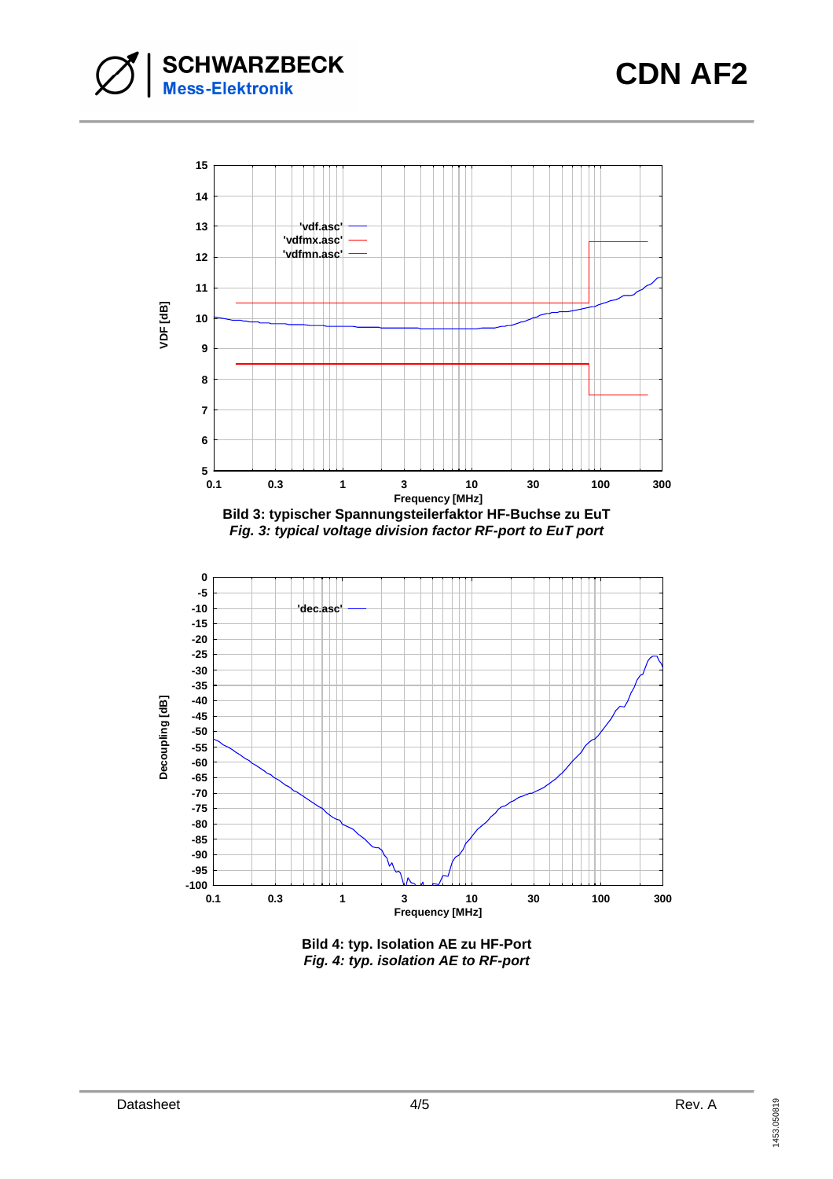Bild 3: typischer Spannungsteilerfaktor HF-Buchse zu EuT

*Fig. 3: typical voltage division factor RF-port to EuT port*

Bild 4: typ. Isolation AE zu HF-Port

*Fig. 4: typ. isolation AE to RF-port*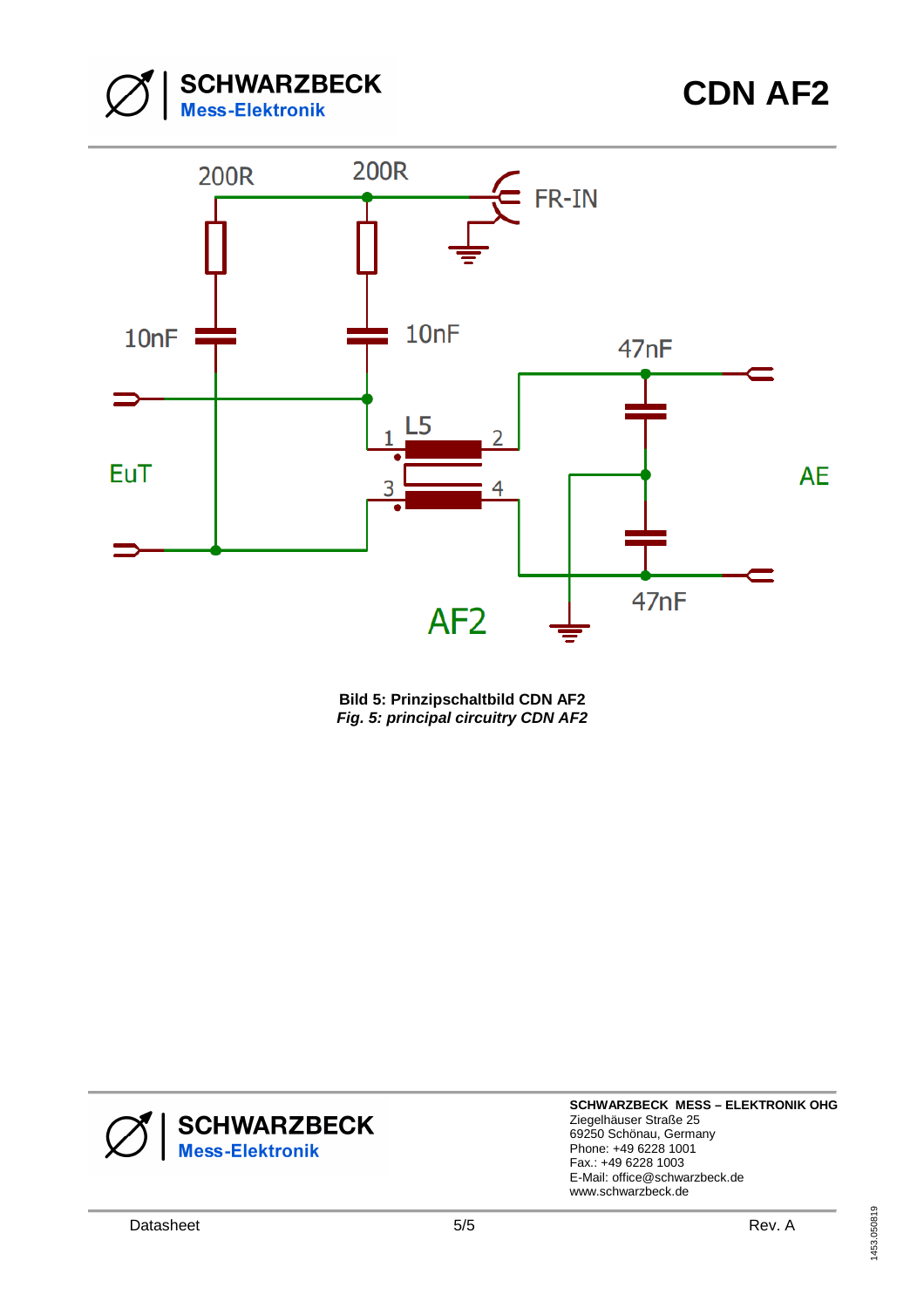200R
200R
FR-IN
10nF
10nF
47nF
L5
1
2
3
4
EuT
AE
47nF
AF2

**Bild 5: Prinzipschaltbild CDN AF2**
***Fig. 5: principal circuitry CDN AF2***

**SCHWARZBECK MESS – ELEKTRONIK OHG**
Ziegelhäuser Straße 25
69250 Schönau, Germany
Phone: +49 6228 1001
Fax.: +49 6228 1003
E-Mail: office@schwarzbeck.de
www.schwarzbeck.de